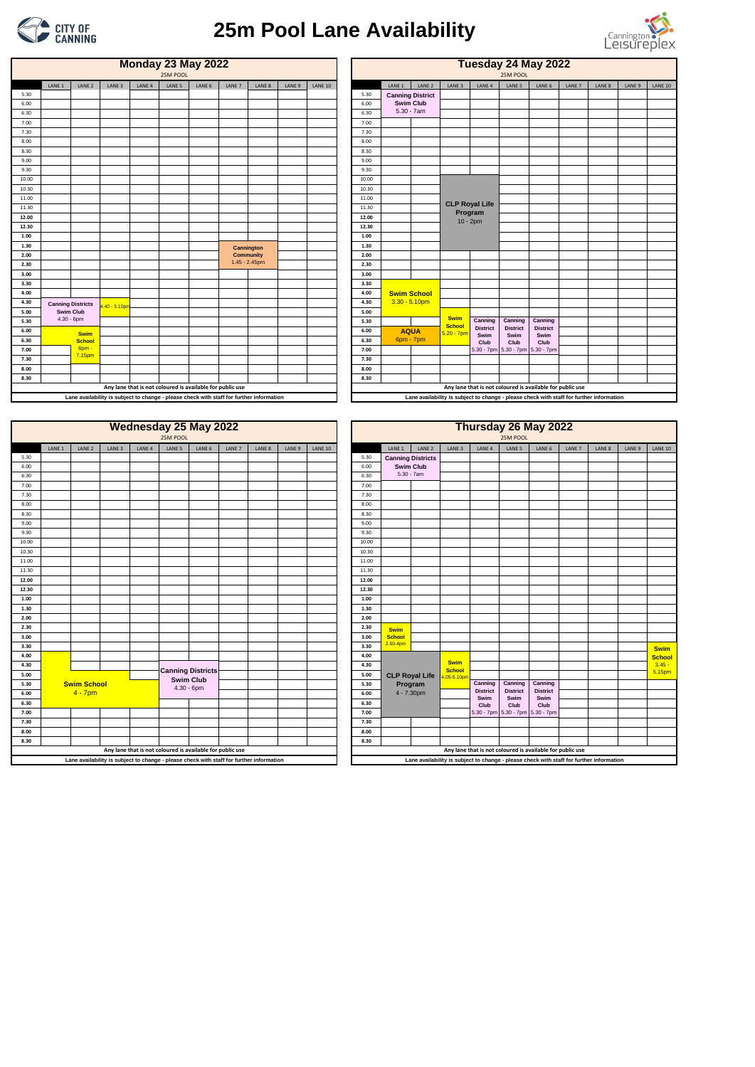# 25m Pool Lane Availability

## Monday 23 May 2022

25M POOL

| | LANE 1 | LANE 2 | LANE 3 | LANE 4 | LANE 5 | LANE 6 | LANE 7 | LANE 8 | LANE 9 | LANE 10 |
|---|---|---|---|---|---|---|---|---|---|---|
| 5.30 | | | | | | | | | | |
| 6.00 | | | | | | | | | | |
| 6.30 | | | | | | | | | | |
| 7.00 | | | | | | | | | | |
| 7.30 | | | | | | | | | | |
| 8.00 | | | | | | | | | | |
| 8.30 | | | | | | | | | | |
| 9.00 | | | | | | | | | | |
| 9.30 | | | | | | | | | | |
| 10.00 | | | | | | | | | | |
| 10.30 | | | | | | | | | | |
| 11.00 | | | | | | | | | | |
| 11.30 | | | | | | | | | | |
| 12.00 | | | | | | | | | | |
| 12.30 | | | | | | | | | | |
| 1.00 | | | | | | | | | | |
| 1.30 | | | | | | | Cannington Community 1.45 - 2.45pm | | | |
| 2.00 | | | | | | | | | | |
| 2.30 | | | | | | | | | | |
| 3.00 | | | | | | | | | | |
| 3.30 | | | | | | | | | | |
| 4.00 | | | | | | | | | | |
| 4.30 | Canning Districts Swim Club 4.30 - 6pm | | 4.40 - 5.10pm | | | | | | | |
| 5.00 | | | | | | | | | | |
| 5.30 | | | | | | | | | | |
| 6.00 | | Swim School 6pm - 7.15pm | | | | | | | | |
| 6.30 | | | | | | | | | | |
| 7.00 | | | | | | | | | | |
| 7.30 | | | | | | | | | | |
| 8.00 | | | | | | | | | | |
| 8.30 | | | | | | | | | | |

Any lane that is not coloured is available for public use

Lane availability is subject to change - please check with staff for further information

## Tuesday 24 May 2022

25M POOL

| | LANE 1 | LANE 2 | LANE 3 | LANE 4 | LANE 5 | LANE 6 | LANE 7 | LANE 8 | LANE 9 | LANE 10 |
|---|---|---|---|---|---|---|---|---|---|---|
| 5.30 | Canning District Swim Club 5.30 - 7am | | | | | | | | | |
| 6.00 | | | | | | | | | | |
| 6.30 | | | | | | | | | | |
| 7.00 | | | | | | | | | | |
| 7.30 | | | | | | | | | | |
| 8.00 | | | | | | | | | | |
| 8.30 | | | | | | | | | | |
| 9.00 | | | | | | | | | | |
| 9.30 | | | | | | | | | | |
| 10.00 | | | CLP Royal Life Program 10 - 2pm | | | | | | | |
| 10.30 | | | | | | | | | | |
| 11.00 | | | | | | | | | | |
| 11.30 | | | | | | | | | | |
| 12.00 | | | | | | | | | | |
| 12.30 | | | | | | | | | | |
| 1.00 | | | | | | | | | | |
| 1.30 | | | | | | | | | | |
| 2.00 | | | | | | | | | | |
| 2.30 | | | | | | | | | | |
| 3.00 | | | | | | | | | | |
| 3.30 | | | | | | | | | | |
| 4.00 | Swim School 3.30 - 5.10pm | | | | | | | | | |
| 4.30 | | | | | | | | | | |
| 5.00 | | | | | | | | | | |
| 5.30 | | | Swim School 5.20 - 7pm | Canning District Swim Club 5.30 - 7pm | Canning District Swim Club 5.30 - 7pm | Canning District Swim Club 5.30 - 7pm | | | | |
| 6.00 | AQUA 6pm - 7pm | | | | | | | | | |
| 6.30 | | | | | | | | | | |
| 7.00 | | | | | | | | | | |
| 7.30 | | | | | | | | | | |
| 8.00 | | | | | | | | | | |
| 8.30 | | | | | | | | | | |

Any lane that is not coloured is available for public use

Lane availability is subject to change - please check with staff for further information

## Wednesday 25 May 2022

25M POOL

| | LANE 1 | LANE 2 | LANE 3 | LANE 4 | LANE 5 | LANE 6 | LANE 7 | LANE 8 | LANE 9 | LANE 10 |
|---|---|---|---|---|---|---|---|---|---|---|
| 5.30 | | | | | | | | | | |
| 6.00 | | | | | | | | | | |
| 6.30 | | | | | | | | | | |
| 7.00 | | | | | | | | | | |
| 7.30 | | | | | | | | | | |
| 8.00 | | | | | | | | | | |
| 8.30 | | | | | | | | | | |
| 9.00 | | | | | | | | | | |
| 9.30 | | | | | | | | | | |
| 10.00 | | | | | | | | | | |
| 10.30 | | | | | | | | | | |
| 11.00 | | | | | | | | | | |
| 11.30 | | | | | | | | | | |
| 12.00 | | | | | | | | | | |
| 12.30 | | | | | | | | | | |
| 1.00 | | | | | | | | | | |
| 1.30 | | | | | | | | | | |
| 2.00 | | | | | | | | | | |
| 2.30 | | | | | | | | | | |
| 3.00 | | | | | | | | | | |
| 3.30 | | | | | | | | | | |
| 4.00 | Swim School 4 - 7pm | | | | | | | | | |
| 4.30 | | | | | Canning Districts Swim Club 4.30 - 6pm | | | | | |
| 5.00 | | | | | | | | | | |
| 5.30 | | | | | | | | | | |
| 6.00 | | | | | | | | | | |
| 6.30 | | | | | | | | | | |
| 7.00 | | | | | | | | | | |
| 7.30 | | | | | | | | | | |
| 8.00 | | | | | | | | | | |
| 8.30 | | | | | | | | | | |

Any lane that is not coloured is available for public use

Lane availability is subject to change - please check with staff for further information

## Thursday 26 May 2022

25M POOL

| | LANE 1 | LANE 2 | LANE 3 | LANE 4 | LANE 5 | LANE 6 | LANE 7 | LANE 8 | LANE 9 | LANE 10 |
|---|---|---|---|---|---|---|---|---|---|---|
| 5.30 | Canning Districts Swim Club 5.30 - 7am | | | | | | | | | |
| 6.00 | | | | | | | | | | |
| 6.30 | | | | | | | | | | |
| 7.00 | | | | | | | | | | |
| 7.30 | | | | | | | | | | |
| 8.00 | | | | | | | | | | |
| 8.30 | | | | | | | | | | |
| 9.00 | | | | | | | | | | |
| 9.30 | | | | | | | | | | |
| 10.00 | | | | | | | | | | |
| 10.30 | | | | | | | | | | |
| 11.00 | | | | | | | | | | |
| 11.30 | | | | | | | | | | |
| 12.00 | | | | | | | | | | |
| 12.30 | | | | | | | | | | |
| 1.00 | | | | | | | | | | |
| 1.30 | | | | | | | | | | |
| 2.00 | | | | | | | | | | |
| 2.30 | Swim School 2.50-4pm | | | | | | | | | |
| 3.00 | | | | | | | | | | |
| 3.30 | | | | | | | | | | Swim School 3.45 - 5.15pm |
| 4.00 | CLP Royal Life Program 4 - 7.30pm | | | | | | | | | |
| 4.30 | | | Swim School 4.05-5.10pm | | | | | | | |
| 5.00 | | | | | | | | | | |
| 5.30 | | | | Canning District Swim Club 5.30 - 7pm | Canning District Swim Club 5.30 - 7pm | Canning District Swim Club 5.30 - 7pm | | | | |
| 6.00 | | | | | | | | | | |
| 6.30 | | | | | | | | | | |
| 7.00 | | | | | | | | | | |
| 7.30 | | | | | | | | | | |
| 8.00 | | | | | | | | | | |
| 8.30 | | | | | | | | | | |

Any lane that is not coloured is available for public use

Lane availability is subject to change - please check with staff for further information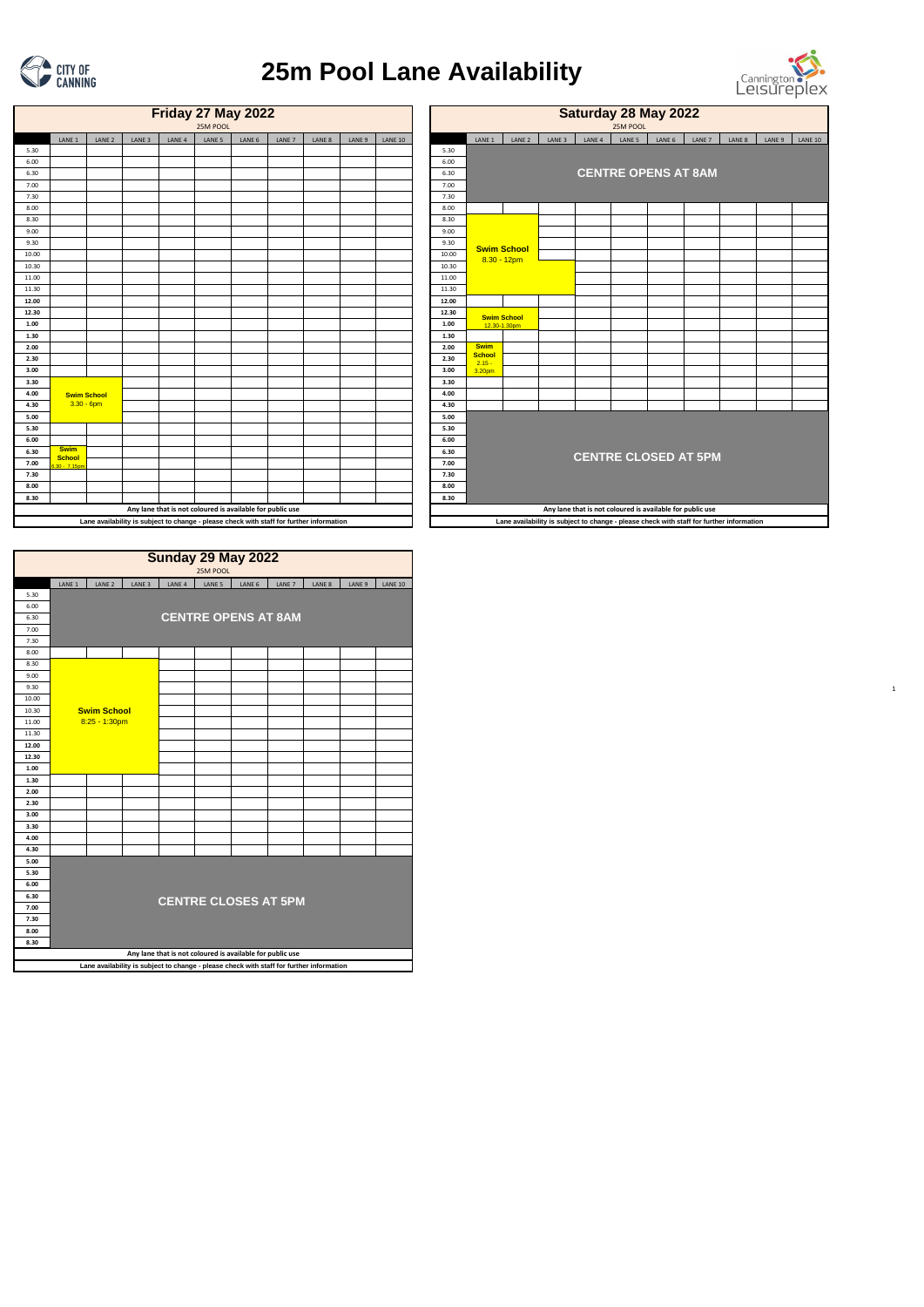# 25m Pool Lane Availability

## Friday 27 May 2022

25M POOL

| | LANE 1 | LANE 2 | LANE 3 | LANE 4 | LANE 5 | LANE 6 | LANE 7 | LANE 8 | LANE 9 | LANE 10 |
|---|---|---|---|---|---|---|---|---|---|---|
| 5.30 | | | | | | | | | | |
| 6.00 | | | | | | | | | | |
| 6.30 | | | | | | | | | | |
| 7.00 | | | | | | | | | | |
| 7.30 | | | | | | | | | | |
| 8.00 | | | | | | | | | | |
| 8.30 | | | | | | | | | | |
| 9.00 | | | | | | | | | | |
| 9.30 | | | | | | | | | | |
| 10.00 | | | | | | | | | | |
| 10.30 | | | | | | | | | | |
| 11.00 | | | | | | | | | | |
| 11.30 | | | | | | | | | | |
| 12.00 | | | | | | | | | | |
| 12.30 | | | | | | | | | | |
| 1.00 | | | | | | | | | | |
| 1.30 | | | | | | | | | | |
| 2.00 | | | | | | | | | | |
| 2.30 | | | | | | | | | | |
| 3.00 | | | | | | | | | | |
| 3.30 | Swim School 3.30 - 6pm | | | | | | | | | |
| 4.00 | | | | | | | | | | |
| 4.30 | | | | | | | | | | |
| 5.00 | | | | | | | | | | |
| 5.30 | | | | | | | | | | |
| 6.00 | | | | | | | | | | |
| 6.30 | Swim School 6.30 - 7.15pm | | | | | | | | | |
| 7.00 | | | | | | | | | | |
| 7.30 | | | | | | | | | | |
| 8.00 | | | | | | | | | | |
| 8.30 | | | | | | | | | | |

Any lane that is not coloured is available for public use

Lane availability is subject to change - please check with staff for further information

## Saturday 28 May 2022

25M POOL

| | LANE 1 | LANE 2 | LANE 3 | LANE 4 | LANE 5 | LANE 6 | LANE 7 | LANE 8 | LANE 9 | LANE 10 |
|---|---|---|---|---|---|---|---|---|---|---|
| 5.30 | CENTRE OPENS AT 8AM | | | | | | | | | |
| 6.00 | | | | | | | | | | |
| 6.30 | | | | | | | | | | |
| 7.00 | | | | | | | | | | |
| 7.30 | | | | | | | | | | |
| 8.00 | | | | | | | | | | |
| 8.30 | Swim School 8.30 - 12pm | | | | | | | | | |
| 9.00 | | | | | | | | | | |
| 9.30 | | | | | | | | | | |
| 10.00 | | | | | | | | | | |
| 10.30 | | | | | | | | | | |
| 11.00 | | | | | | | | | | |
| 11.30 | | | | | | | | | | |
| 12.00 | | | | | | | | | | |
| 12.30 | Swim School 12.30-1.30pm | | | | | | | | | |
| 1.00 | | | | | | | | | | |
| 1.30 | | | | | | | | | | |
| 2.00 | Swim School 2.15 - 3.20pm | | | | | | | | | |
| 2.30 | | | | | | | | | | |
| 3.00 | | | | | | | | | | |
| 3.30 | | | | | | | | | | |
| 4.00 | | | | | | | | | | |
| 4.30 | | | | | | | | | | |
| 5.00 | CENTRE CLOSED AT 5PM | | | | | | | | | |
| 5.30 | | | | | | | | | | |
| 6.00 | | | | | | | | | | |
| 6.30 | | | | | | | | | | |
| 7.00 | | | | | | | | | | |
| 7.30 | | | | | | | | | | |
| 8.00 | | | | | | | | | | |
| 8.30 | | | | | | | | | | |

Any lane that is not coloured is available for public use

Lane availability is subject to change - please check with staff for further information

## Sunday 29 May 2022

25M POOL

| | LANE 1 | LANE 2 | LANE 3 | LANE 4 | LANE 5 | LANE 6 | LANE 7 | LANE 8 | LANE 9 | LANE 10 |
|---|---|---|---|---|---|---|---|---|---|---|
| 5.30 | CENTRE OPENS AT 8AM | | | | | | | | | |
| 6.00 | | | | | | | | | | |
| 6.30 | | | | | | | | | | |
| 7.00 | | | | | | | | | | |
| 7.30 | | | | | | | | | | |
| 8.00 | | | | | | | | | | |
| 8.30 | Swim School 8:25 - 1:30pm | | | | | | | | | |
| 9.00 | | | | | | | | | | |
| 9.30 | | | | | | | | | | |
| 10.00 | | | | | | | | | | |
| 10.30 | | | | | | | | | | |
| 11.00 | | | | | | | | | | |
| 11.30 | | | | | | | | | | |
| 12.00 | | | | | | | | | | |
| 12.30 | | | | | | | | | | |
| 1.00 | | | | | | | | | | |
| 1.30 | | | | | | | | | | |
| 2.00 | | | | | | | | | | |
| 2.30 | | | | | | | | | | |
| 3.00 | | | | | | | | | | |
| 3.30 | | | | | | | | | | |
| 4.00 | | | | | | | | | | |
| 4.30 | | | | | | | | | | |
| 5.00 | CENTRE CLOSES AT 5PM | | | | | | | | | |
| 5.30 | | | | | | | | | | |
| 6.00 | | | | | | | | | | |
| 6.30 | | | | | | | | | | |
| 7.00 | | | | | | | | | | |
| 7.30 | | | | | | | | | | |
| 8.00 | | | | | | | | | | |
| 8.30 | | | | | | | | | | |

Any lane that is not coloured is available for public use

Lane availability is subject to change - please check with staff for further information